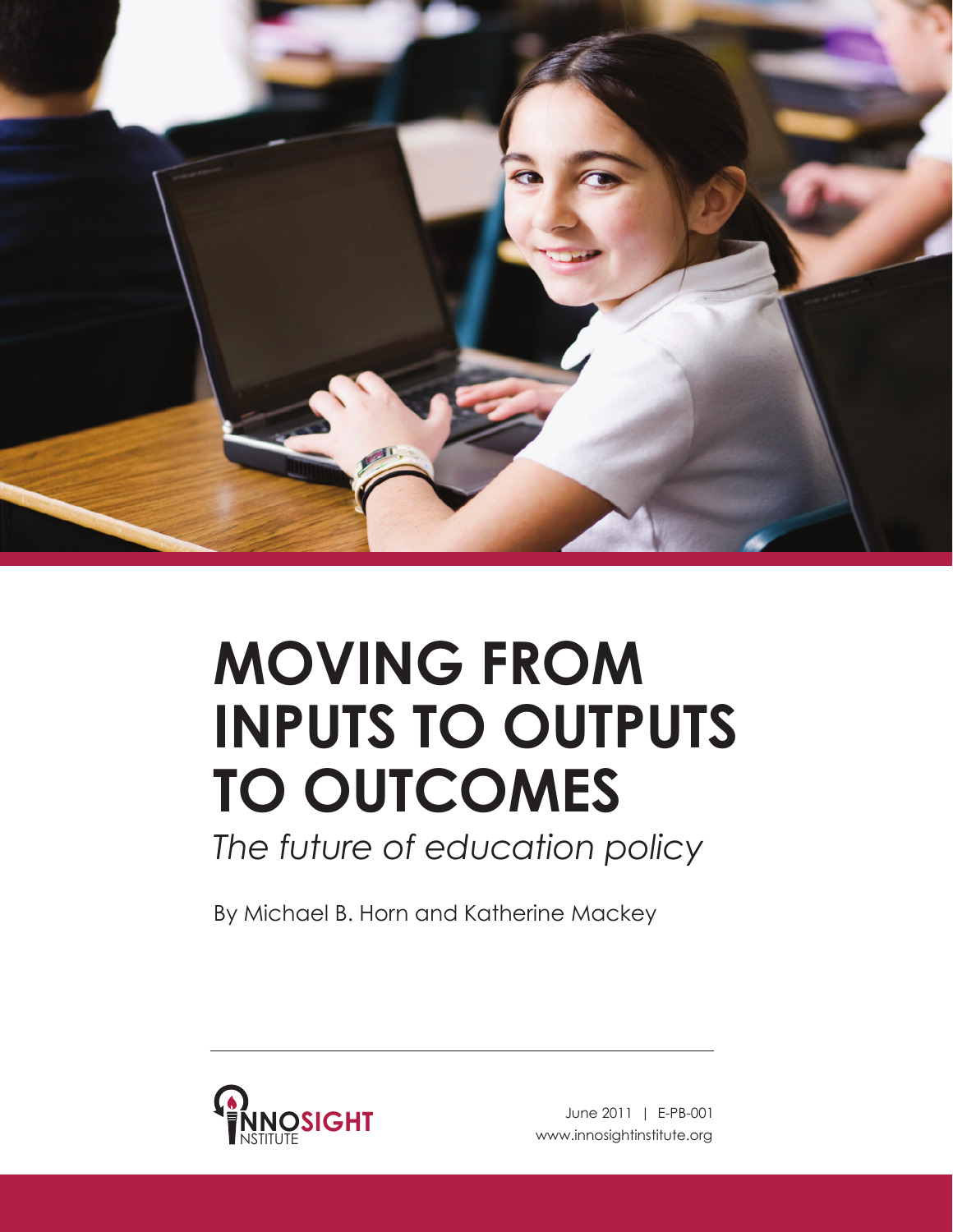# MOVING FROM INPUTS TO OUTPUTS TO OUTCOMES

*The future of education policy*

By Michael B. Horn and Katherine Mackey

INNOSIGHT INSTITUTE

June 2011 | E-PB-001
www.innosightinstitute.org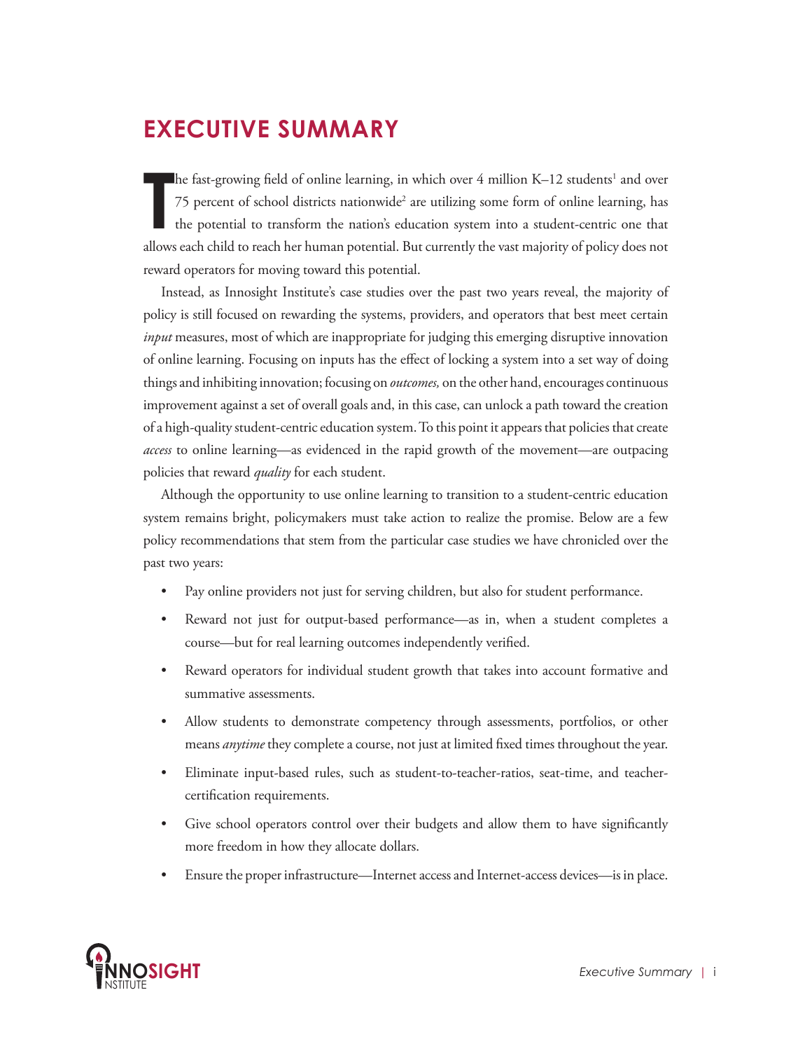# EXECUTIVE SUMMARY

The fast-growing field of online learning, in which over 4 million K–12 students[1] and over 75 percent of school districts nationwide[2] are utilizing some form of online learning, has the potential to transform the nation's education system into a student-centric one that allows each child to reach her human potential. But currently the vast majority of policy does not reward operators for moving toward this potential.

Instead, as Innosight Institute's case studies over the past two years reveal, the majority of policy is still focused on rewarding the systems, providers, and operators that best meet certain *input* measures, most of which are inappropriate for judging this emerging disruptive innovation of online learning. Focusing on inputs has the effect of locking a system into a set way of doing things and inhibiting innovation; focusing on *outcomes,* on the other hand, encourages continuous improvement against a set of overall goals and, in this case, can unlock a path toward the creation of a high-quality student-centric education system. To this point it appears that policies that create *access* to online learning—as evidenced in the rapid growth of the movement—are outpacing policies that reward *quality* for each student.

Although the opportunity to use online learning to transition to a student-centric education system remains bright, policymakers must take action to realize the promise. Below are a few policy recommendations that stem from the particular case studies we have chronicled over the past two years:

- Pay online providers not just for serving children, but also for student performance.
- Reward not just for output-based performance—as in, when a student completes a course—but for real learning outcomes independently verified.
- Reward operators for individual student growth that takes into account formative and summative assessments.
- Allow students to demonstrate competency through assessments, portfolios, or other means *anytime* they complete a course, not just at limited fixed times throughout the year.
- Eliminate input-based rules, such as student-to-teacher-ratios, seat-time, and teacher-certification requirements.
- Give school operators control over their budgets and allow them to have significantly more freedom in how they allocate dollars.
- Ensure the proper infrastructure—Internet access and Internet-access devices—is in place.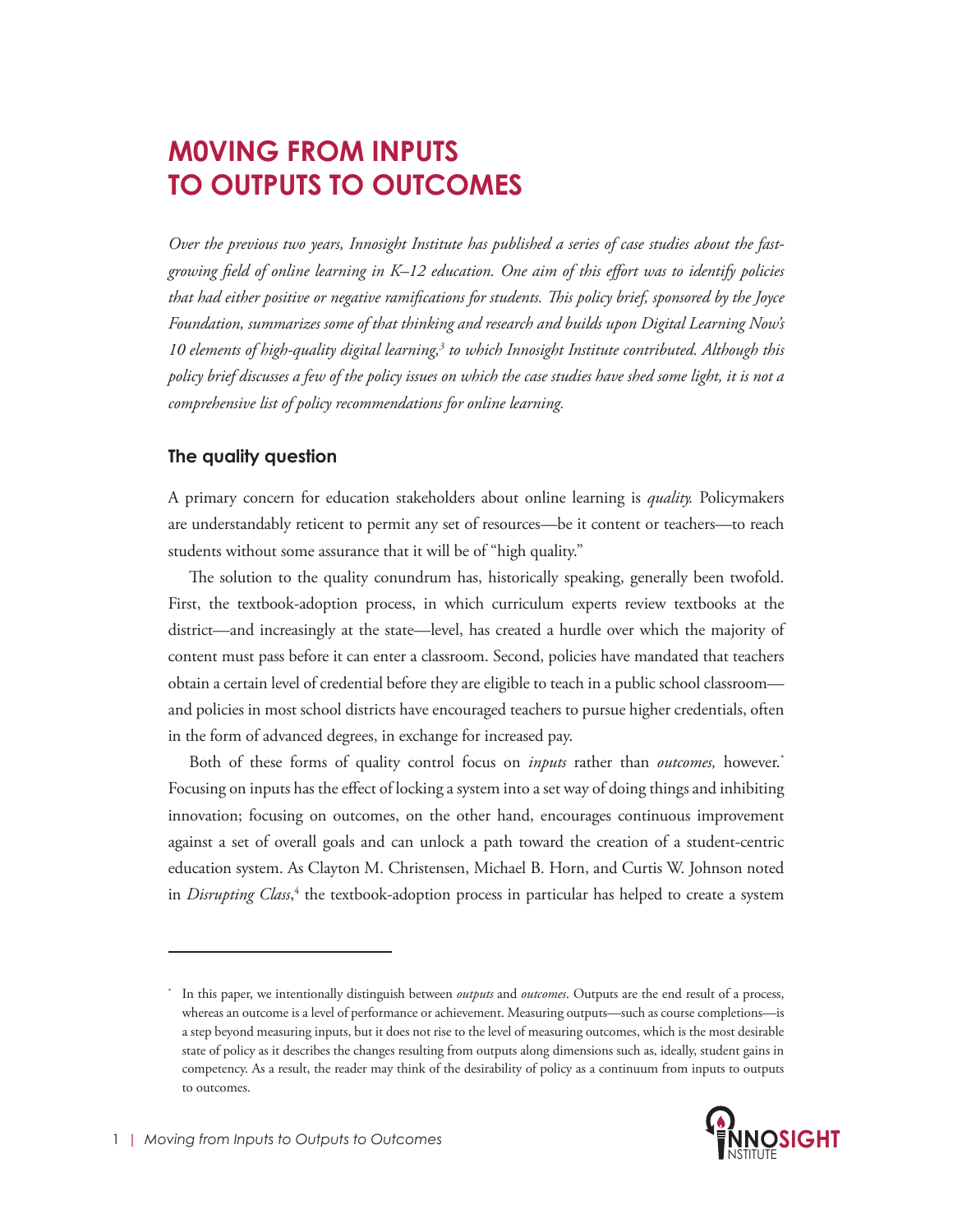# M0VING FROM INPUTS TO OUTPUTS TO OUTCOMES

*Over the previous two years, Innosight Institute has published a series of case studies about the fast-growing field of online learning in K–12 education. One aim of this effort was to identify policies that had either positive or negative ramifications for students. This policy brief, sponsored by the Joyce Foundation, summarizes some of that thinking and research and builds upon Digital Learning Now's 10 elements of high-quality digital learning,[3] to which Innosight Institute contributed. Although this policy brief discusses a few of the policy issues on which the case studies have shed some light, it is not a comprehensive list of policy recommendations for online learning.*

### The quality question

A primary concern for education stakeholders about online learning is *quality.* Policymakers are understandably reticent to permit any set of resources—be it content or teachers—to reach students without some assurance that it will be of "high quality."

The solution to the quality conundrum has, historically speaking, generally been twofold. First, the textbook-adoption process, in which curriculum experts review textbooks at the district—and increasingly at the state—level, has created a hurdle over which the majority of content must pass before it can enter a classroom. Second, policies have mandated that teachers obtain a certain level of credential before they are eligible to teach in a public school classroom—and policies in most school districts have encouraged teachers to pursue higher credentials, often in the form of advanced degrees, in exchange for increased pay.

Both of these forms of quality control focus on *inputs* rather than *outcomes,* however.[*] Focusing on inputs has the effect of locking a system into a set way of doing things and inhibiting innovation; focusing on outcomes, on the other hand, encourages continuous improvement against a set of overall goals and can unlock a path toward the creation of a student-centric education system. As Clayton M. Christensen, Michael B. Horn, and Curtis W. Johnson noted in *Disrupting Class*,[4] the textbook-adoption process in particular has helped to create a system

[*] In this paper, we intentionally distinguish between *outputs* and *outcomes*. Outputs are the end result of a process, whereas an outcome is a level of performance or achievement. Measuring outputs—such as course completions—is a step beyond measuring inputs, but it does not rise to the level of measuring outcomes, which is the most desirable state of policy as it describes the changes resulting from outputs along dimensions such as, ideally, student gains in competency. As a result, the reader may think of the desirability of policy as a continuum from inputs to outputs to outcomes.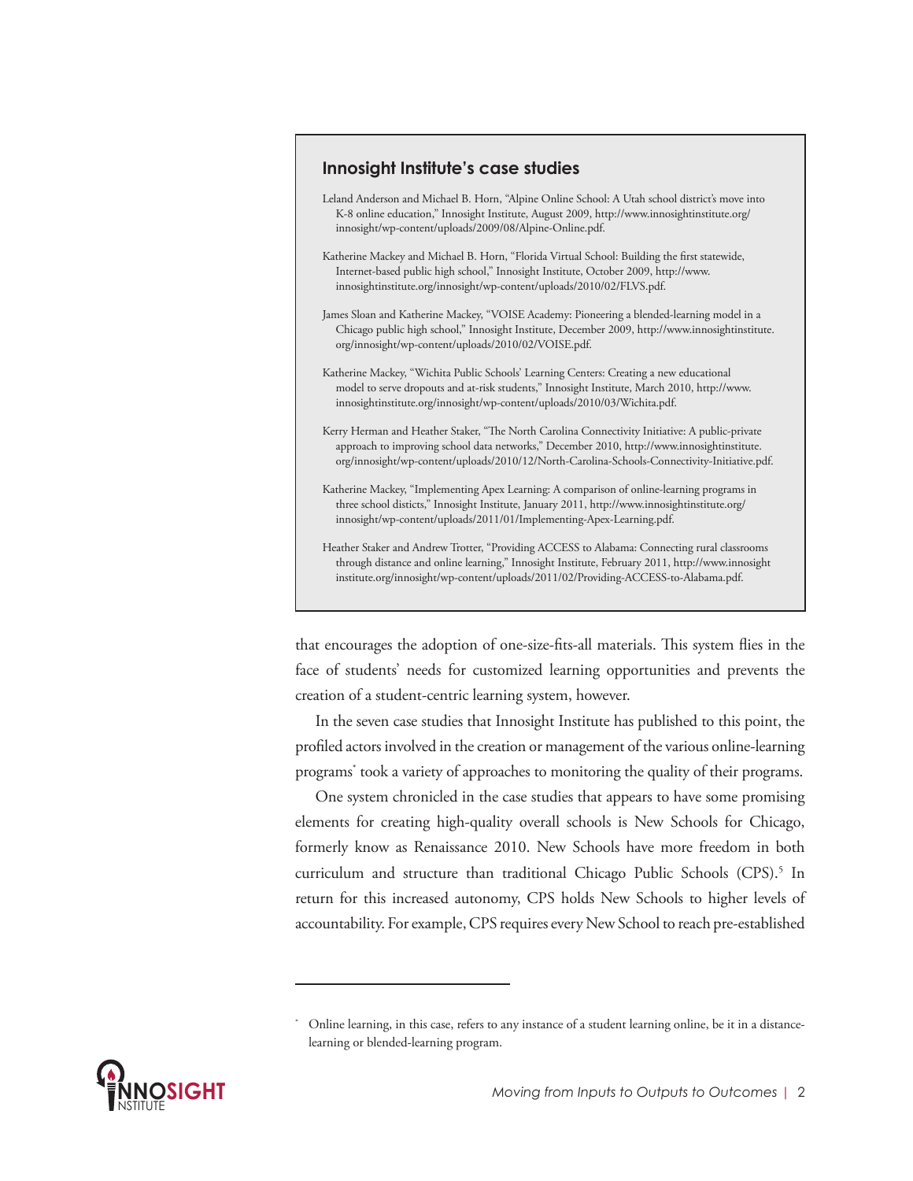### Innosight Institute's case studies

Leland Anderson and Michael B. Horn, "Alpine Online School: A Utah school district's move into K-8 online education," Innosight Institute, August 2009, http://www.innosightinstitute.org/innosight/wp-content/uploads/2009/08/Alpine-Online.pdf.

Katherine Mackey and Michael B. Horn, "Florida Virtual School: Building the first statewide, Internet-based public high school," Innosight Institute, October 2009, http://www.innosightinstitute.org/innosight/wp-content/uploads/2010/02/FLVS.pdf.

James Sloan and Katherine Mackey, "VOISE Academy: Pioneering a blended-learning model in a Chicago public high school," Innosight Institute, December 2009, http://www.innosightinstitute.org/innosight/wp-content/uploads/2010/02/VOISE.pdf.

Katherine Mackey, "Wichita Public Schools' Learning Centers: Creating a new educational model to serve dropouts and at-risk students," Innosight Institute, March 2010, http://www.innosightinstitute.org/innosight/wp-content/uploads/2010/03/Wichita.pdf.

Kerry Herman and Heather Staker, "The North Carolina Connectivity Initiative: A public-private approach to improving school data networks," December 2010, http://www.innosightinstitute.org/innosight/wp-content/uploads/2010/12/North-Carolina-Schools-Connectivity-Initiative.pdf.

Katherine Mackey, "Implementing Apex Learning: A comparison of online-learning programs in three school disticts," Innosight Institute, January 2011, http://www.innosightinstitute.org/innosight/wp-content/uploads/2011/01/Implementing-Apex-Learning.pdf.

Heather Staker and Andrew Trotter, "Providing ACCESS to Alabama: Connecting rural classrooms through distance and online learning," Innosight Institute, February 2011, http://www.innosightinstitute.org/innosight/wp-content/uploads/2011/02/Providing-ACCESS-to-Alabama.pdf.

that encourages the adoption of one-size-fits-all materials. This system flies in the face of students' needs for customized learning opportunities and prevents the creation of a student-centric learning system, however.

In the seven case studies that Innosight Institute has published to this point, the profiled actors involved in the creation or management of the various online-learning programs* took a variety of approaches to monitoring the quality of their programs.

One system chronicled in the case studies that appears to have some promising elements for creating high-quality overall schools is New Schools for Chicago, formerly know as Renaissance 2010. New Schools have more freedom in both curriculum and structure than traditional Chicago Public Schools (CPS).[5] In return for this increased autonomy, CPS holds New Schools to higher levels of accountability. For example, CPS requires every New School to reach pre-established

* Online learning, in this case, refers to any instance of a student learning online, be it in a distance-learning or blended-learning program.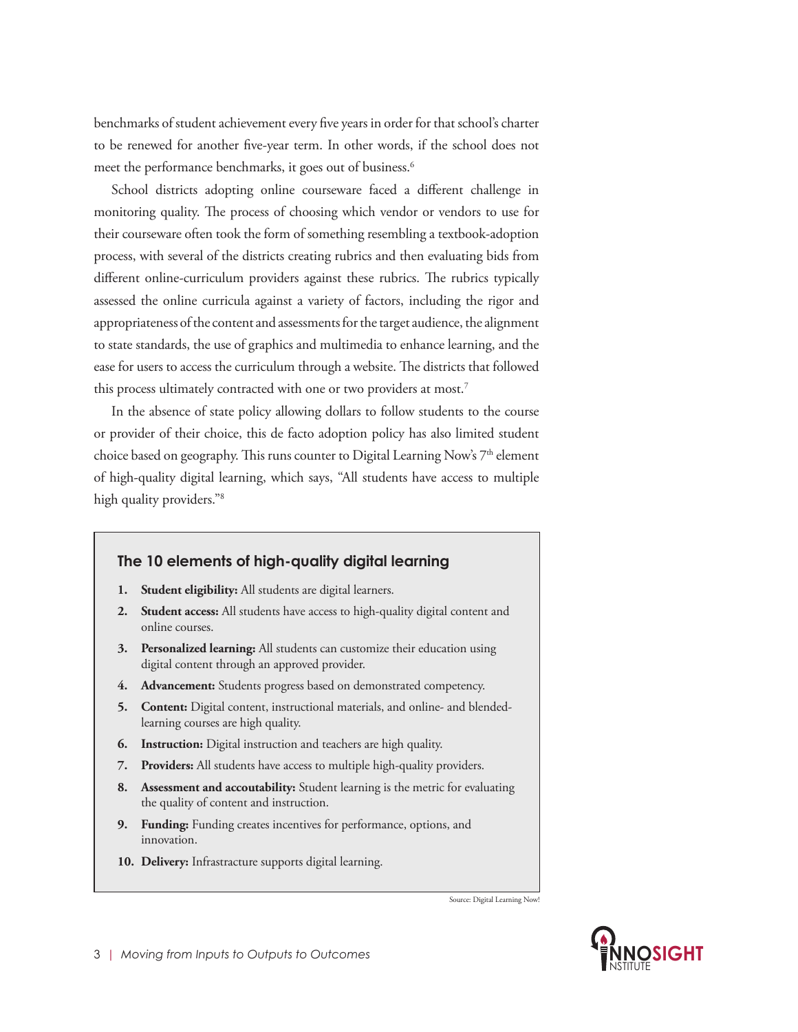benchmarks of student achievement every five years in order for that school's charter to be renewed for another five-year term. In other words, if the school does not meet the performance benchmarks, it goes out of business.[6]

School districts adopting online courseware faced a different challenge in monitoring quality. The process of choosing which vendor or vendors to use for their courseware often took the form of something resembling a textbook-adoption process, with several of the districts creating rubrics and then evaluating bids from different online-curriculum providers against these rubrics. The rubrics typically assessed the online curricula against a variety of factors, including the rigor and appropriateness of the content and assessments for the target audience, the alignment to state standards, the use of graphics and multimedia to enhance learning, and the ease for users to access the curriculum through a website. The districts that followed this process ultimately contracted with one or two providers at most.[7]

In the absence of state policy allowing dollars to follow students to the course or provider of their choice, this de facto adoption policy has also limited student choice based on geography. This runs counter to Digital Learning Now's 7th element of high-quality digital learning, which says, "All students have access to multiple high quality providers."[8]

### The 10 elements of high-quality digital learning

1. **Student eligibility:** All students are digital learners.
2. **Student access:** All students have access to high-quality digital content and online courses.
3. **Personalized learning:** All students can customize their education using digital content through an approved provider.
4. **Advancement:** Students progress based on demonstrated competency.
5. **Content:** Digital content, instructional materials, and online- and blended-learning courses are high quality.
6. **Instruction:** Digital instruction and teachers are high quality.
7. **Providers:** All students have access to multiple high-quality providers.
8. **Assessment and accoutability:** Student learning is the metric for evaluating the quality of content and instruction.
9. **Funding:** Funding creates incentives for performance, options, and innovation.
10. **Delivery:** Infrastracture supports digital learning.

Source: Digital Learning Now!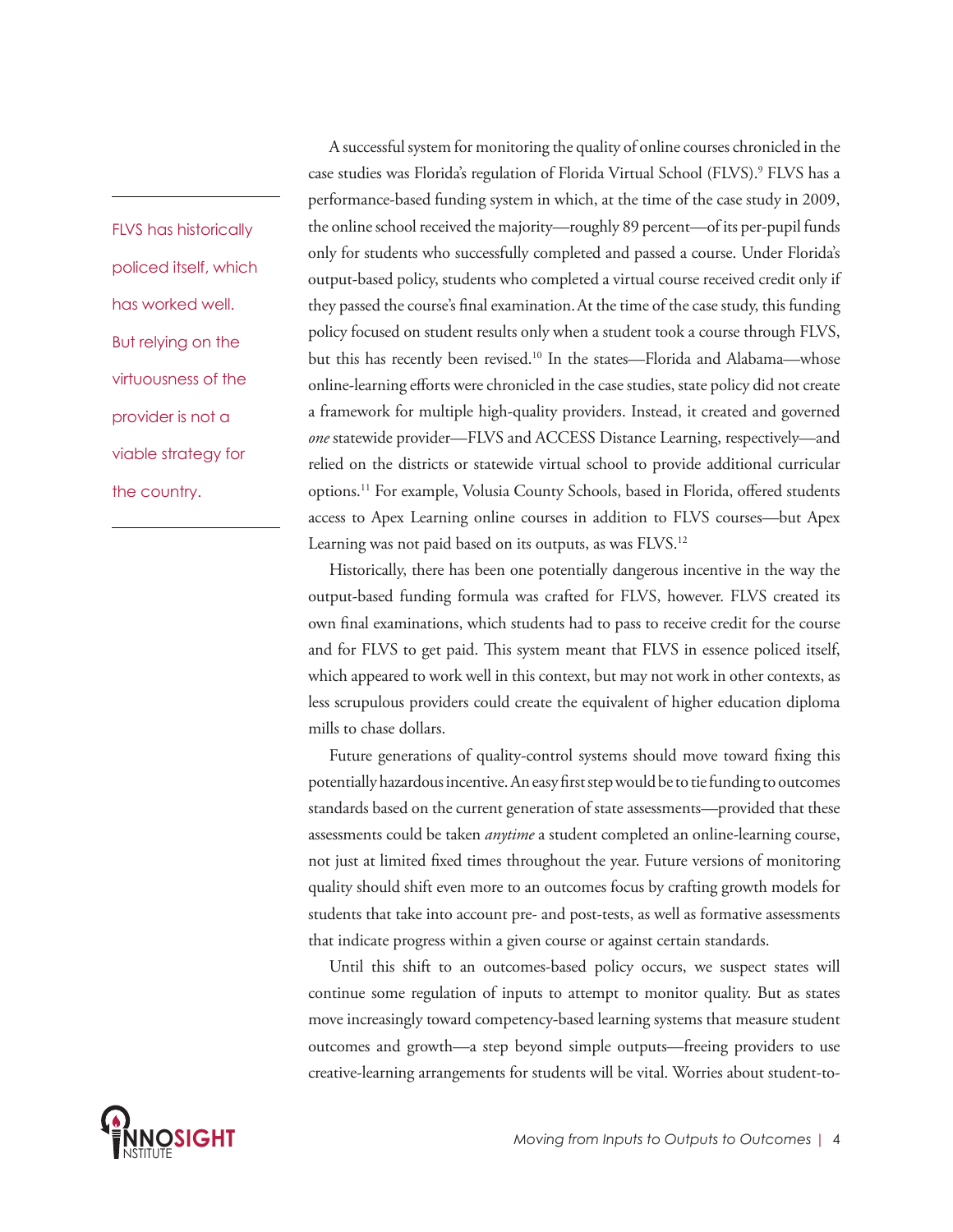A successful system for monitoring the quality of online courses chronicled in the case studies was Florida's regulation of Florida Virtual School (FLVS).[9] FLVS has a performance-based funding system in which, at the time of the case study in 2009, the online school received the majority—roughly 89 percent—of its per-pupil funds only for students who successfully completed and passed a course. Under Florida's output-based policy, students who completed a virtual course received credit only if they passed the course's final examination. At the time of the case study, this funding policy focused on student results only when a student took a course through FLVS, but this has recently been revised.[10] In the states—Florida and Alabama—whose online-learning efforts were chronicled in the case studies, state policy did not create a framework for multiple high-quality providers. Instead, it created and governed *one* statewide provider—FLVS and ACCESS Distance Learning, respectively—and relied on the districts or statewide virtual school to provide additional curricular options.[11] For example, Volusia County Schools, based in Florida, offered students access to Apex Learning online courses in addition to FLVS courses—but Apex Learning was not paid based on its outputs, as was FLVS.[12]

FLVS has historically policed itself, which has worked well. But relying on the virtuousness of the provider is not a viable strategy for the country.

Historically, there has been one potentially dangerous incentive in the way the output-based funding formula was crafted for FLVS, however. FLVS created its own final examinations, which students had to pass to receive credit for the course and for FLVS to get paid. This system meant that FLVS in essence policed itself, which appeared to work well in this context, but may not work in other contexts, as less scrupulous providers could create the equivalent of higher education diploma mills to chase dollars.

Future generations of quality-control systems should move toward fixing this potentially hazardous incentive. An easy first step would be to tie funding to outcomes standards based on the current generation of state assessments—provided that these assessments could be taken *anytime* a student completed an online-learning course, not just at limited fixed times throughout the year. Future versions of monitoring quality should shift even more to an outcomes focus by crafting growth models for students that take into account pre- and post-tests, as well as formative assessments that indicate progress within a given course or against certain standards.

Until this shift to an outcomes-based policy occurs, we suspect states will continue some regulation of inputs to attempt to monitor quality. But as states move increasingly toward competency-based learning systems that measure student outcomes and growth—a step beyond simple outputs—freeing providers to use creative-learning arrangements for students will be vital. Worries about student-to-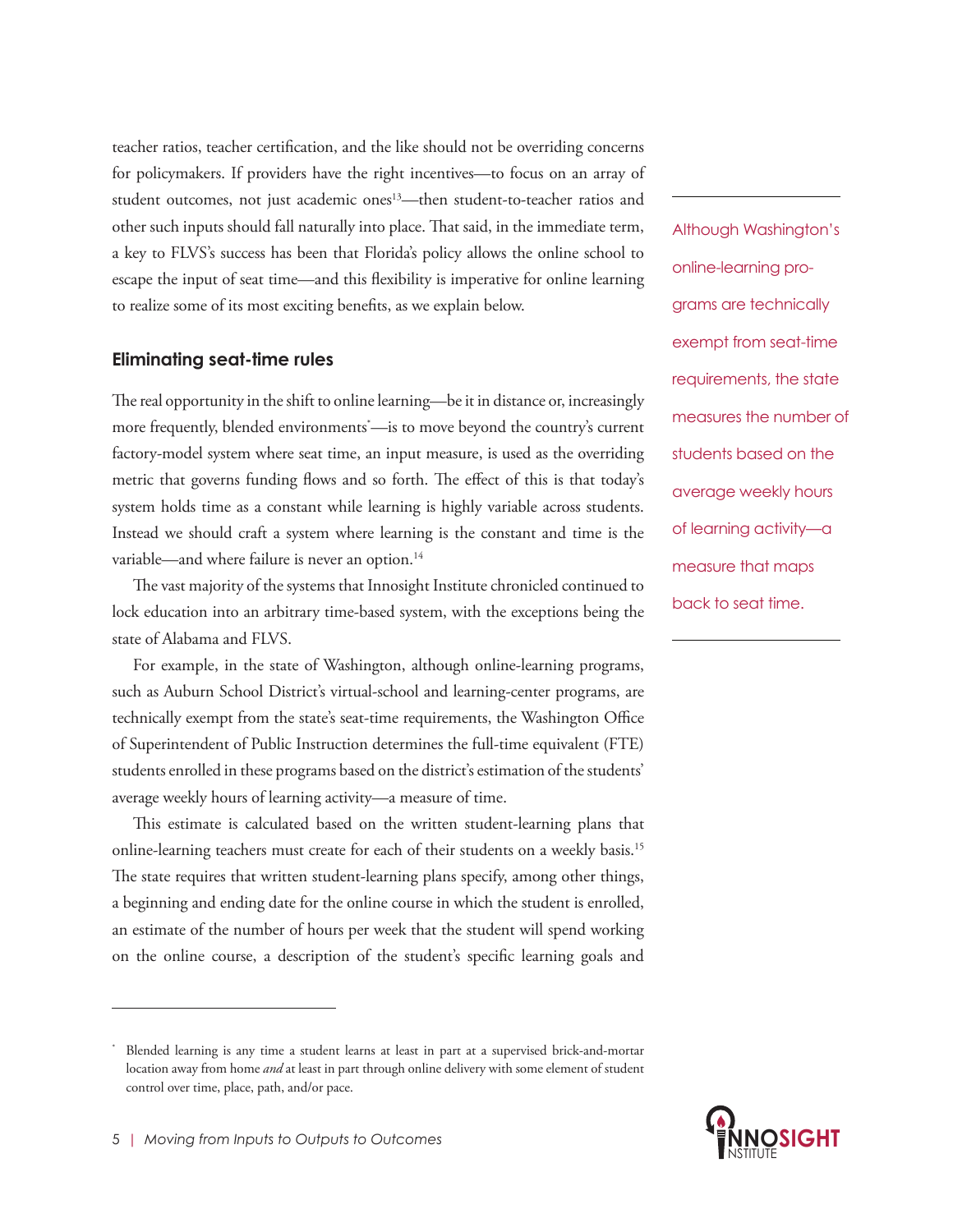teacher ratios, teacher certification, and the like should not be overriding concerns for policymakers. If providers have the right incentives—to focus on an array of student outcomes, not just academic ones[13]—then student-to-teacher ratios and other such inputs should fall naturally into place. That said, in the immediate term, a key to FLVS's success has been that Florida's policy allows the online school to escape the input of seat time—and this flexibility is imperative for online learning to realize some of its most exciting benefits, as we explain below.

## Eliminating seat-time rules

The real opportunity in the shift to online learning—be it in distance or, increasingly more frequently, blended environments[*]—is to move beyond the country's current factory-model system where seat time, an input measure, is used as the overriding metric that governs funding flows and so forth. The effect of this is that today's system holds time as a constant while learning is highly variable across students. Instead we should craft a system where learning is the constant and time is the variable—and where failure is never an option.[14]

The vast majority of the systems that Innosight Institute chronicled continued to lock education into an arbitrary time-based system, with the exceptions being the state of Alabama and FLVS.

For example, in the state of Washington, although online-learning programs, such as Auburn School District's virtual-school and learning-center programs, are technically exempt from the state's seat-time requirements, the Washington Office of Superintendent of Public Instruction determines the full-time equivalent (FTE) students enrolled in these programs based on the district's estimation of the students' average weekly hours of learning activity—a measure of time.

> Although Washington's online-learning programs are technically exempt from seat-time requirements, the state measures the number of students based on the average weekly hours of learning activity—a measure that maps back to seat time.

This estimate is calculated based on the written student-learning plans that online-learning teachers must create for each of their students on a weekly basis.[15] The state requires that written student-learning plans specify, among other things, a beginning and ending date for the online course in which the student is enrolled, an estimate of the number of hours per week that the student will spend working on the online course, a description of the student's specific learning goals and

---

[*] Blended learning is any time a student learns at least in part at a supervised brick-and-mortar location away from home *and* at least in part through online delivery with some element of student control over time, place, path, and/or pace.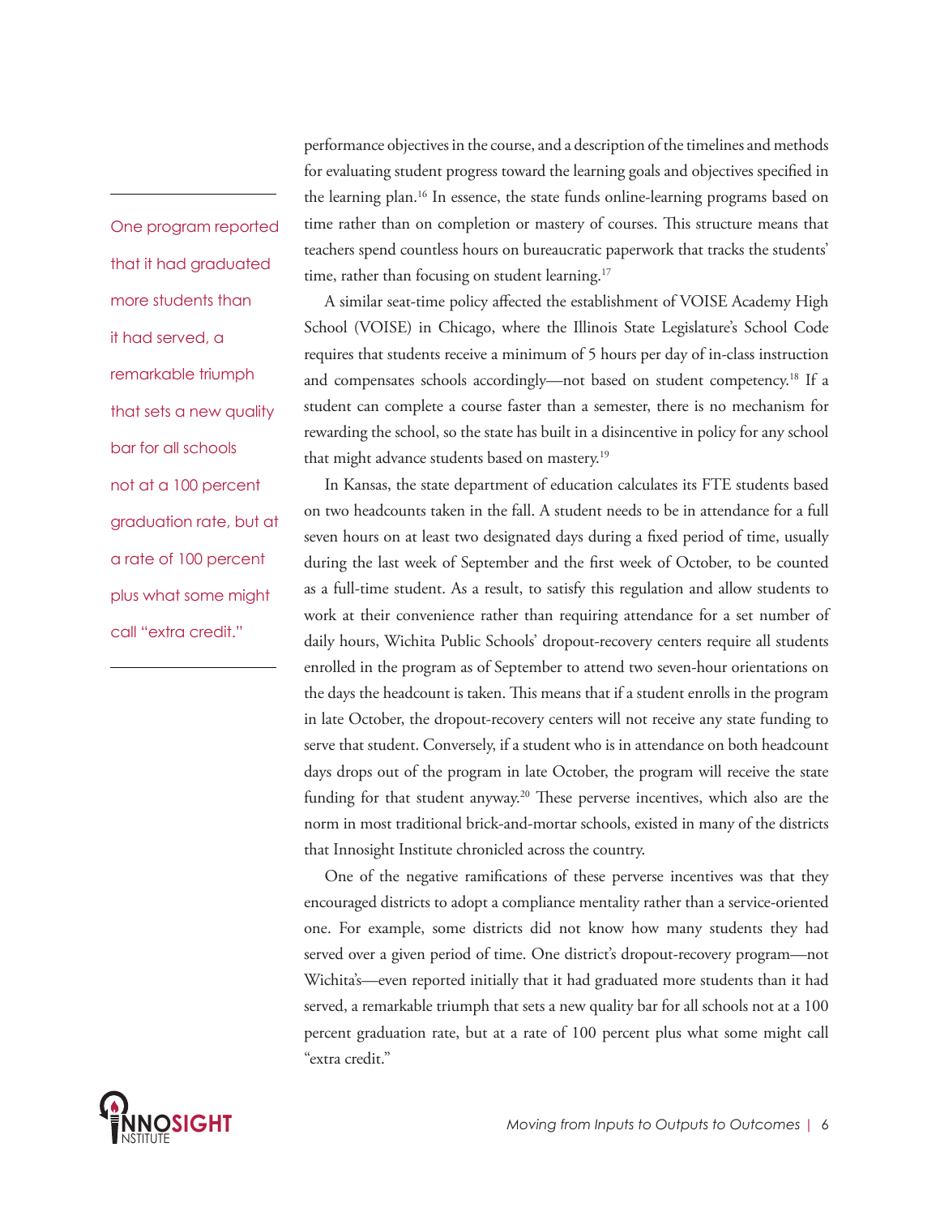performance objectives in the course, and a description of the timelines and methods for evaluating student progress toward the learning goals and objectives specified in the learning plan.[16] In essence, the state funds online-learning programs based on time rather than on completion or mastery of courses. This structure means that teachers spend countless hours on bureaucratic paperwork that tracks the students' time, rather than focusing on student learning.[17]

> One program reported that it had graduated more students than it had served, a remarkable triumph that sets a new quality bar for all schools not at a 100 percent graduation rate, but at a rate of 100 percent plus what some might call "extra credit."

A similar seat-time policy affected the establishment of VOISE Academy High School (VOISE) in Chicago, where the Illinois State Legislature's School Code requires that students receive a minimum of 5 hours per day of in-class instruction and compensates schools accordingly—not based on student competency.[18] If a student can complete a course faster than a semester, there is no mechanism for rewarding the school, so the state has built in a disincentive in policy for any school that might advance students based on mastery.[19]

In Kansas, the state department of education calculates its FTE students based on two headcounts taken in the fall. A student needs to be in attendance for a full seven hours on at least two designated days during a fixed period of time, usually during the last week of September and the first week of October, to be counted as a full-time student. As a result, to satisfy this regulation and allow students to work at their convenience rather than requiring attendance for a set number of daily hours, Wichita Public Schools' dropout-recovery centers require all students enrolled in the program as of September to attend two seven-hour orientations on the days the headcount is taken. This means that if a student enrolls in the program in late October, the dropout-recovery centers will not receive any state funding to serve that student. Conversely, if a student who is in attendance on both headcount days drops out of the program in late October, the program will receive the state funding for that student anyway.[20] These perverse incentives, which also are the norm in most traditional brick-and-mortar schools, existed in many of the districts that Innosight Institute chronicled across the country.

One of the negative ramifications of these perverse incentives was that they encouraged districts to adopt a compliance mentality rather than a service-oriented one. For example, some districts did not know how many students they had served over a given period of time. One district's dropout-recovery program—not Wichita's—even reported initially that it had graduated more students than it had served, a remarkable triumph that sets a new quality bar for all schools not at a 100 percent graduation rate, but at a rate of 100 percent plus what some might call "extra credit."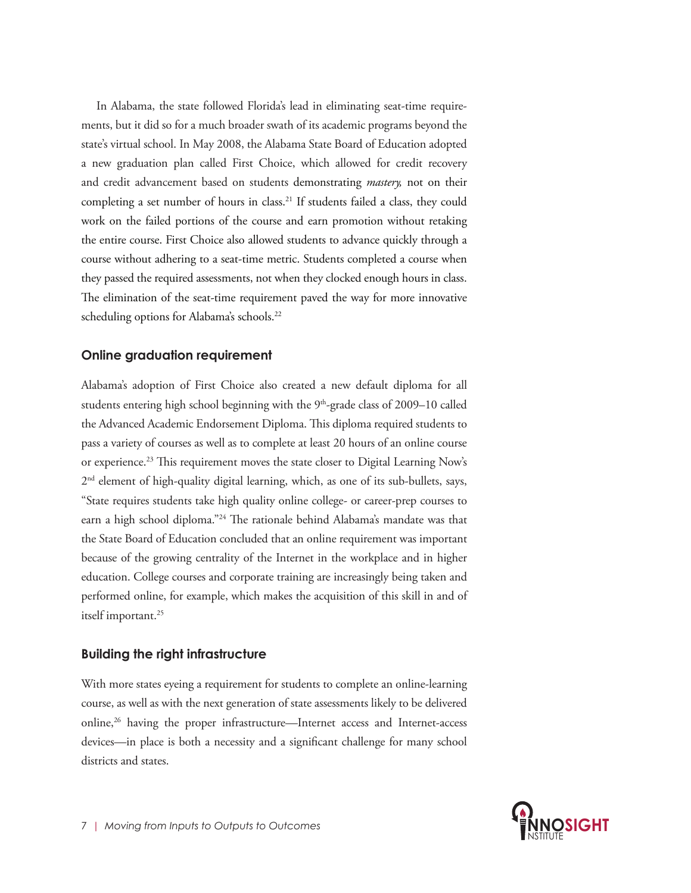In Alabama, the state followed Florida's lead in eliminating seat-time requirements, but it did so for a much broader swath of its academic programs beyond the state's virtual school. In May 2008, the Alabama State Board of Education adopted a new graduation plan called First Choice, which allowed for credit recovery and credit advancement based on students demonstrating *mastery,* not on their completing a set number of hours in class.[21] If students failed a class, they could work on the failed portions of the course and earn promotion without retaking the entire course. First Choice also allowed students to advance quickly through a course without adhering to a seat-time metric. Students completed a course when they passed the required assessments, not when they clocked enough hours in class. The elimination of the seat-time requirement paved the way for more innovative scheduling options for Alabama's schools.[22]

### Online graduation requirement

Alabama's adoption of First Choice also created a new default diploma for all students entering high school beginning with the 9th-grade class of 2009–10 called the Advanced Academic Endorsement Diploma. This diploma required students to pass a variety of courses as well as to complete at least 20 hours of an online course or experience.[23] This requirement moves the state closer to Digital Learning Now's 2nd element of high-quality digital learning, which, as one of its sub-bullets, says, "State requires students take high quality online college- or career-prep courses to earn a high school diploma."[24] The rationale behind Alabama's mandate was that the State Board of Education concluded that an online requirement was important because of the growing centrality of the Internet in the workplace and in higher education. College courses and corporate training are increasingly being taken and performed online, for example, which makes the acquisition of this skill in and of itself important.[25]

### Building the right infrastructure

With more states eyeing a requirement for students to complete an online-learning course, as well as with the next generation of state assessments likely to be delivered online,[26] having the proper infrastructure—Internet access and Internet-access devices—in place is both a necessity and a significant challenge for many school districts and states.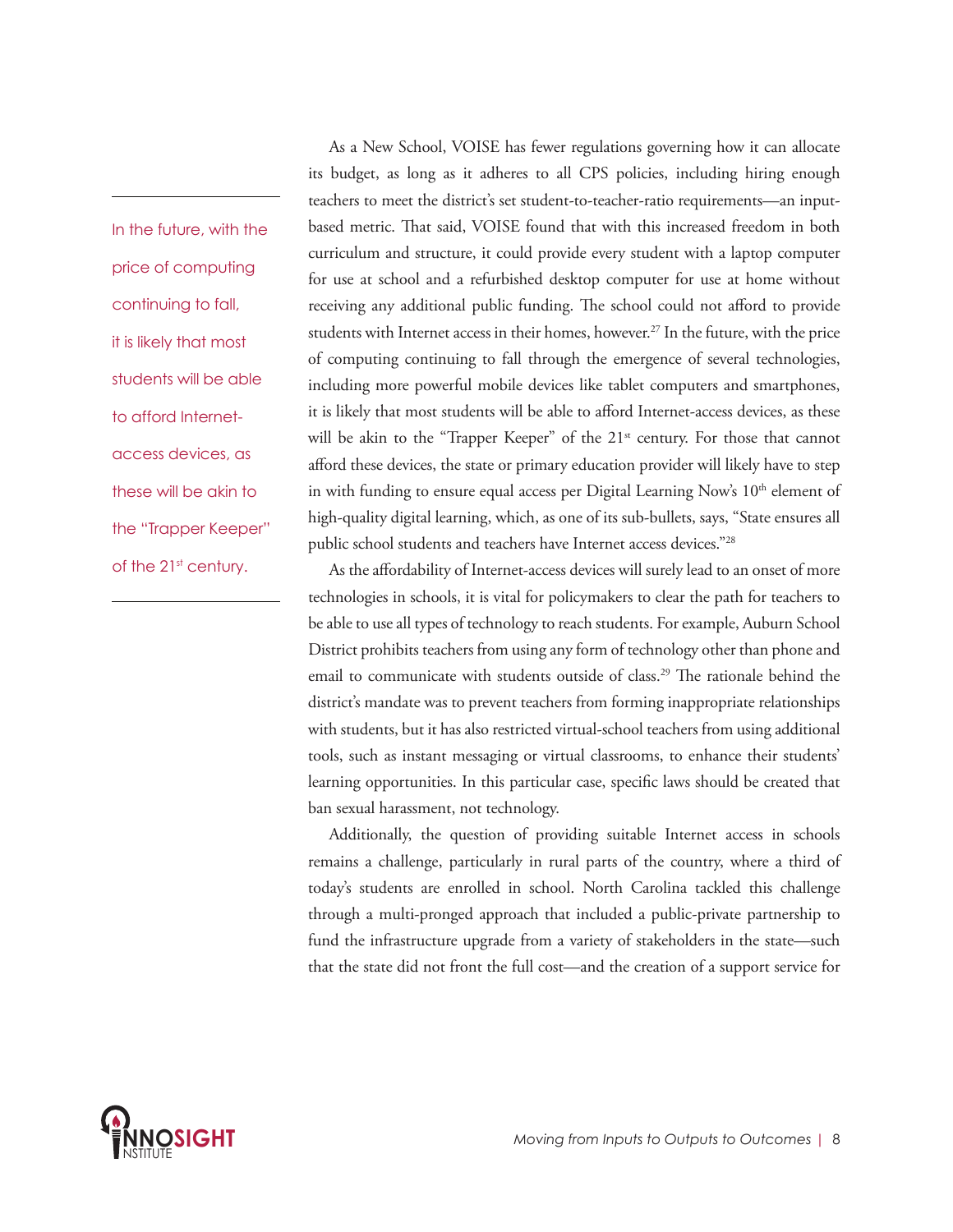> In the future, with the price of computing continuing to fall, it is likely that most students will be able to afford Internet-access devices, as these will be akin to the "Trapper Keeper" of the 21st century.

As a New School, VOISE has fewer regulations governing how it can allocate its budget, as long as it adheres to all CPS policies, including hiring enough teachers to meet the district's set student-to-teacher-ratio requirements—an input-based metric. That said, VOISE found that with this increased freedom in both curriculum and structure, it could provide every student with a laptop computer for use at school and a refurbished desktop computer for use at home without receiving any additional public funding. The school could not afford to provide students with Internet access in their homes, however.[27] In the future, with the price of computing continuing to fall through the emergence of several technologies, including more powerful mobile devices like tablet computers and smartphones, it is likely that most students will be able to afford Internet-access devices, as these will be akin to the "Trapper Keeper" of the 21st century. For those that cannot afford these devices, the state or primary education provider will likely have to step in with funding to ensure equal access per Digital Learning Now's 10th element of high-quality digital learning, which, as one of its sub-bullets, says, "State ensures all public school students and teachers have Internet access devices."[28]

As the affordability of Internet-access devices will surely lead to an onset of more technologies in schools, it is vital for policymakers to clear the path for teachers to be able to use all types of technology to reach students. For example, Auburn School District prohibits teachers from using any form of technology other than phone and email to communicate with students outside of class.[29] The rationale behind the district's mandate was to prevent teachers from forming inappropriate relationships with students, but it has also restricted virtual-school teachers from using additional tools, such as instant messaging or virtual classrooms, to enhance their students' learning opportunities. In this particular case, specific laws should be created that ban sexual harassment, not technology.

Additionally, the question of providing suitable Internet access in schools remains a challenge, particularly in rural parts of the country, where a third of today's students are enrolled in school. North Carolina tackled this challenge through a multi-pronged approach that included a public-private partnership to fund the infrastructure upgrade from a variety of stakeholders in the state—such that the state did not front the full cost—and the creation of a support service for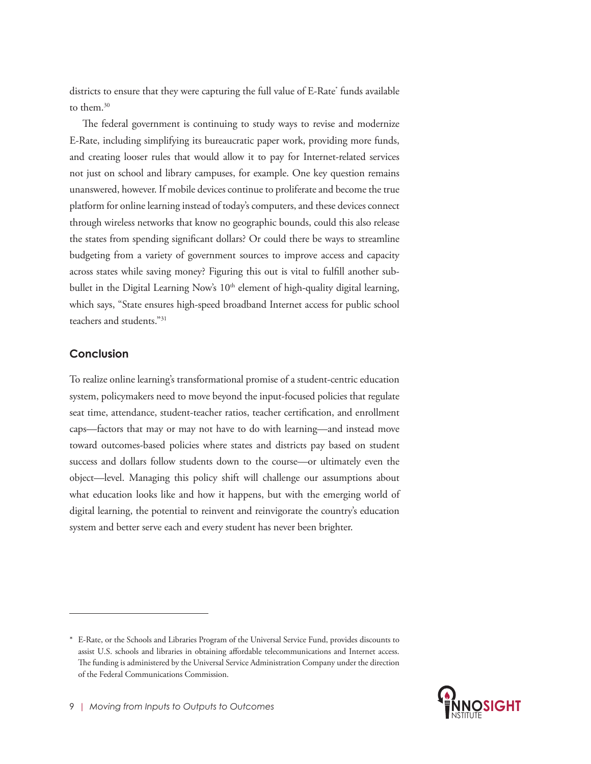districts to ensure that they were capturing the full value of E-Rate* funds available to them.[30]

The federal government is continuing to study ways to revise and modernize E-Rate, including simplifying its bureaucratic paper work, providing more funds, and creating looser rules that would allow it to pay for Internet-related services not just on school and library campuses, for example. One key question remains unanswered, however. If mobile devices continue to proliferate and become the true platform for online learning instead of today's computers, and these devices connect through wireless networks that know no geographic bounds, could this also release the states from spending significant dollars? Or could there be ways to streamline budgeting from a variety of government sources to improve access and capacity across states while saving money? Figuring this out is vital to fulfill another sub-bullet in the Digital Learning Now's 10th element of high-quality digital learning, which says, "State ensures high-speed broadband Internet access for public school teachers and students."[31]

## Conclusion

To realize online learning's transformational promise of a student-centric education system, policymakers need to move beyond the input-focused policies that regulate seat time, attendance, student-teacher ratios, teacher certification, and enrollment caps—factors that may or may not have to do with learning—and instead move toward outcomes-based policies where states and districts pay based on student success and dollars follow students down to the course—or ultimately even the object—level. Managing this policy shift will challenge our assumptions about what education looks like and how it happens, but with the emerging world of digital learning, the potential to reinvent and reinvigorate the country's education system and better serve each and every student has never been brighter.

---

* E-Rate, or the Schools and Libraries Program of the Universal Service Fund, provides discounts to assist U.S. schools and libraries in obtaining affordable telecommunications and Internet access. The funding is administered by the Universal Service Administration Company under the direction of the Federal Communications Commission.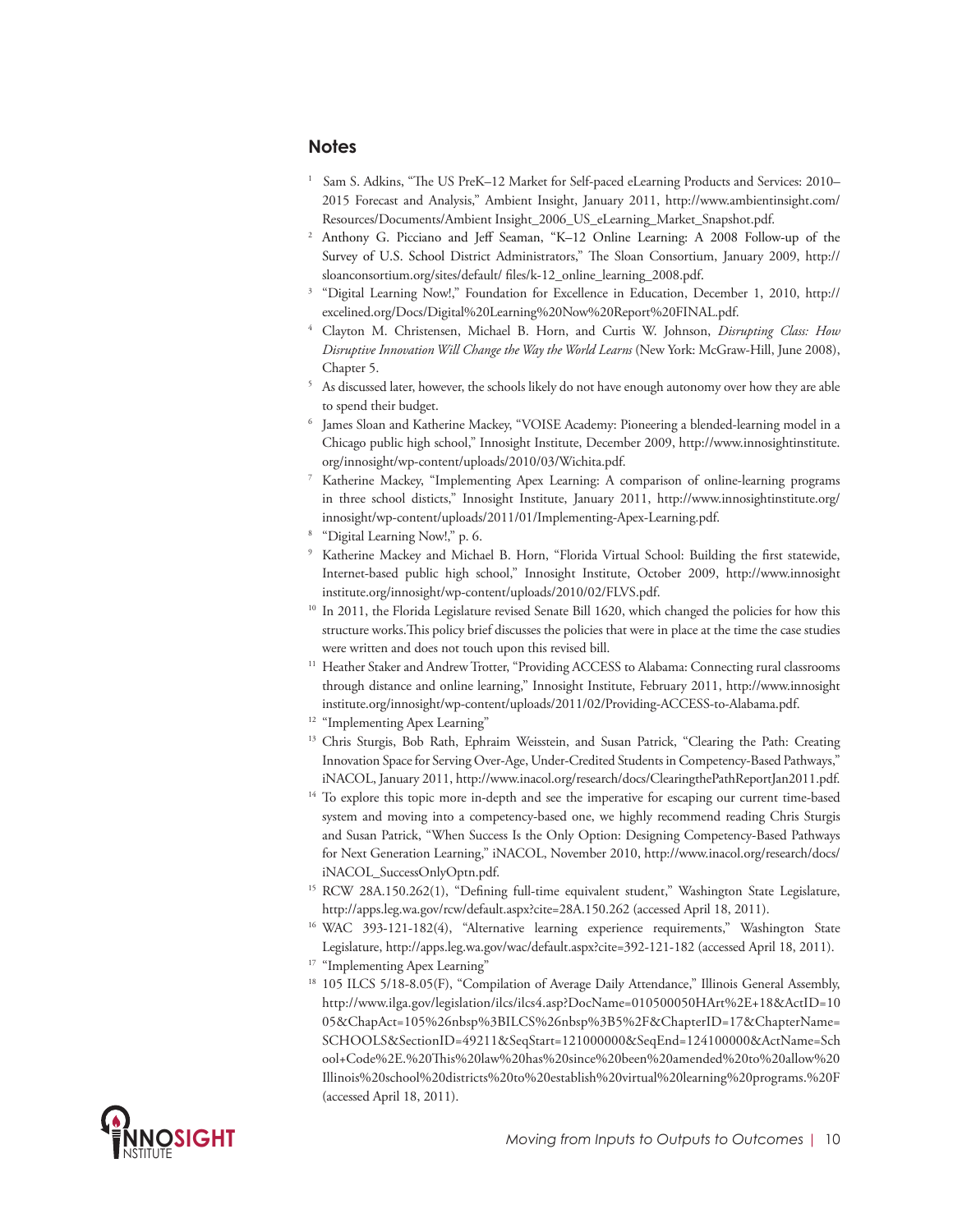## Notes

1 Sam S. Adkins, "The US PreK–12 Market for Self-paced eLearning Products and Services: 2010–2015 Forecast and Analysis," Ambient Insight, January 2011, http://www.ambientinsight.com/Resources/Documents/Ambient Insight_2006_US_eLearning_Market_Snapshot.pdf.

2 Anthony G. Picciano and Jeff Seaman, "K–12 Online Learning: A 2008 Follow-up of the Survey of U.S. School District Administrators," The Sloan Consortium, January 2009, http://sloanconsortium.org/sites/default/ files/k-12_online_learning_2008.pdf.

3 "Digital Learning Now!," Foundation for Excellence in Education, December 1, 2010, http://excelined.org/Docs/Digital%20Learning%20Now%20Report%20FINAL.pdf.

4 Clayton M. Christensen, Michael B. Horn, and Curtis W. Johnson, *Disrupting Class: How Disruptive Innovation Will Change the Way the World Learns* (New York: McGraw-Hill, June 2008), Chapter 5.

5 As discussed later, however, the schools likely do not have enough autonomy over how they are able to spend their budget.

6 James Sloan and Katherine Mackey, "VOISE Academy: Pioneering a blended-learning model in a Chicago public high school," Innosight Institute, December 2009, http://www.innosightinstitute.org/innosight/wp-content/uploads/2010/03/Wichita.pdf.

7 Katherine Mackey, "Implementing Apex Learning: A comparison of online-learning programs in three school disticts," Innosight Institute, January 2011, http://www.innosightinstitute.org/innosight/wp-content/uploads/2011/01/Implementing-Apex-Learning.pdf.

8 "Digital Learning Now!," p. 6.

9 Katherine Mackey and Michael B. Horn, "Florida Virtual School: Building the first statewide, Internet-based public high school," Innosight Institute, October 2009, http://www.innosightinstitute.org/innosight/wp-content/uploads/2010/02/FLVS.pdf.

10 In 2011, the Florida Legislature revised Senate Bill 1620, which changed the policies for how this structure works.This policy brief discusses the policies that were in place at the time the case studies were written and does not touch upon this revised bill.

11 Heather Staker and Andrew Trotter, "Providing ACCESS to Alabama: Connecting rural classrooms through distance and online learning," Innosight Institute, February 2011, http://www.innosightinstitute.org/innosight/wp-content/uploads/2011/02/Providing-ACCESS-to-Alabama.pdf.

12 "Implementing Apex Learning"

13 Chris Sturgis, Bob Rath, Ephraim Weisstein, and Susan Patrick, "Clearing the Path: Creating Innovation Space for Serving Over-Age, Under-Credited Students in Competency-Based Pathways," iNACOL, January 2011, http://www.inacol.org/research/docs/ClearingthePathReportJan2011.pdf.

14 To explore this topic more in-depth and see the imperative for escaping our current time-based system and moving into a competency-based one, we highly recommend reading Chris Sturgis and Susan Patrick, "When Success Is the Only Option: Designing Competency-Based Pathways for Next Generation Learning," iNACOL, November 2010, http://www.inacol.org/research/docs/iNACOL_SuccessOnlyOptn.pdf.

15 RCW 28A.150.262(1), "Defining full-time equivalent student," Washington State Legislature, http://apps.leg.wa.gov/rcw/default.aspx?cite=28A.150.262 (accessed April 18, 2011).

16 WAC 393-121-182(4), "Alternative learning experience requirements," Washington State Legislature, http://apps.leg.wa.gov/wac/default.aspx?cite=392-121-182 (accessed April 18, 2011).

17 "Implementing Apex Learning"

18 105 ILCS 5/18-8.05(F), "Compilation of Average Daily Attendance," Illinois General Assembly, http://www.ilga.gov/legislation/ilcs/ilcs4.asp?DocName=010500050HArt%2E+18&ActID=1005&ChapAct=105%26nbsp%3BILCS%26nbsp%3B5%2F&ChapterID=17&ChapterName=SCHOOLS&SectionID=49211&SeqStart=121000000&SeqEnd=124100000&ActName=School+Code%2E.%20This%20law%20has%20since%20been%20amended%20to%20allow%20Illinois%20school%20districts%20to%20establish%20virtual%20learning%20programs.%20F (accessed April 18, 2011).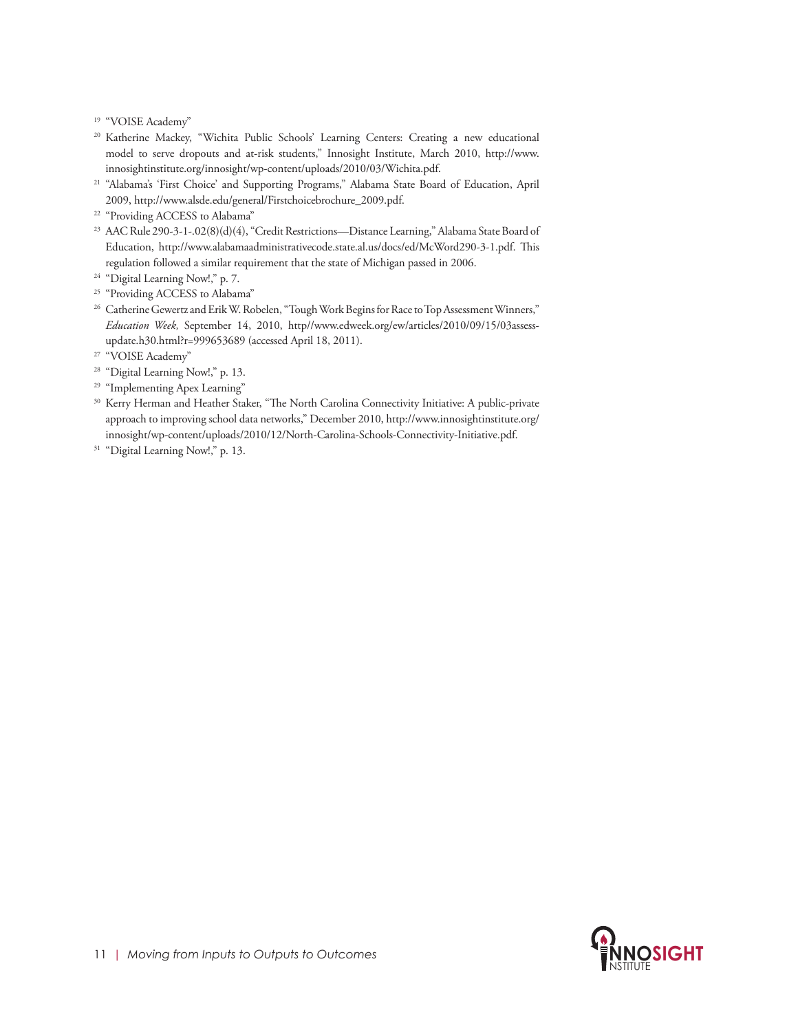[19] "VOISE Academy"

[20] Katherine Mackey, "Wichita Public Schools' Learning Centers: Creating a new educational model to serve dropouts and at-risk students," Innosight Institute, March 2010, http://www.innosightinstitute.org/innosight/wp-content/uploads/2010/03/Wichita.pdf.

[21] "Alabama's 'First Choice' and Supporting Programs," Alabama State Board of Education, April 2009, http://www.alsde.edu/general/Firstchoicebrochure_2009.pdf.

[22] "Providing ACCESS to Alabama"

[23] AAC Rule 290-3-1-.02(8)(d)(4), "Credit Restrictions—Distance Learning," Alabama State Board of Education, http://www.alabamaadministrativecode.state.al.us/docs/ed/McWord290-3-1.pdf. This regulation followed a similar requirement that the state of Michigan passed in 2006.

[24] "Digital Learning Now!," p. 7.

[25] "Providing ACCESS to Alabama"

[26] Catherine Gewertz and Erik W. Robelen, "Tough Work Begins for Race to Top Assessment Winners," *Education Week,* September 14, 2010, http//www.edweek.org/ew/articles/2010/09/15/03assess-update.h30.html?r=999653689 (accessed April 18, 2011).

[27] "VOISE Academy"

[28] "Digital Learning Now!," p. 13.

[29] "Implementing Apex Learning"

[30] Kerry Herman and Heather Staker, "The North Carolina Connectivity Initiative: A public-private approach to improving school data networks," December 2010, http://www.innosightinstitute.org/innosight/wp-content/uploads/2010/12/North-Carolina-Schools-Connectivity-Initiative.pdf.

[31] "Digital Learning Now!," p. 13.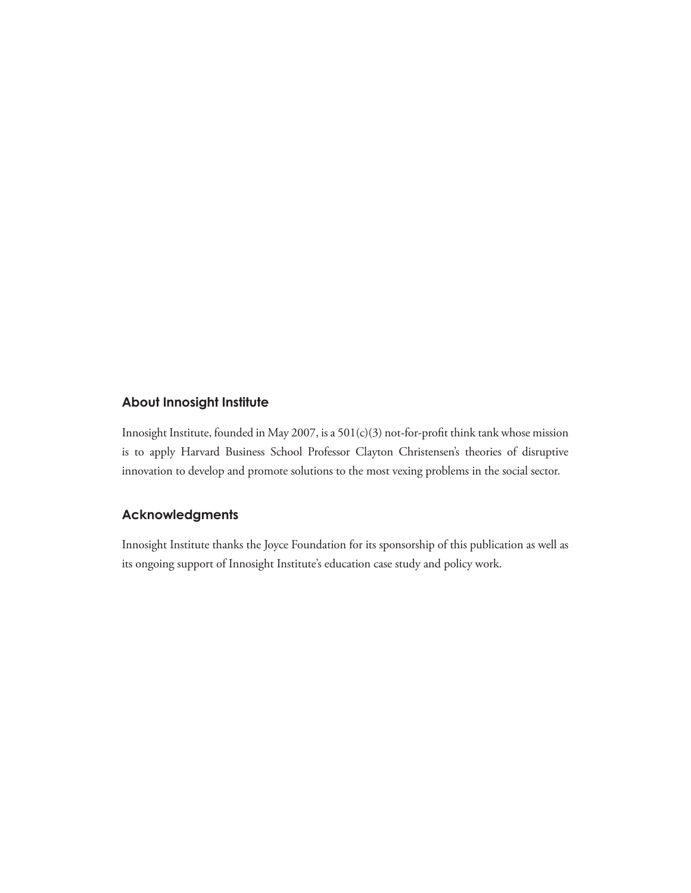## About Innosight Institute

Innosight Institute, founded in May 2007, is a 501(c)(3) not-for-profit think tank whose mission is to apply Harvard Business School Professor Clayton Christensen's theories of disruptive innovation to develop and promote solutions to the most vexing problems in the social sector.

## Acknowledgments

Innosight Institute thanks the Joyce Foundation for its sponsorship of this publication as well as its ongoing support of Innosight Institute's education case study and policy work.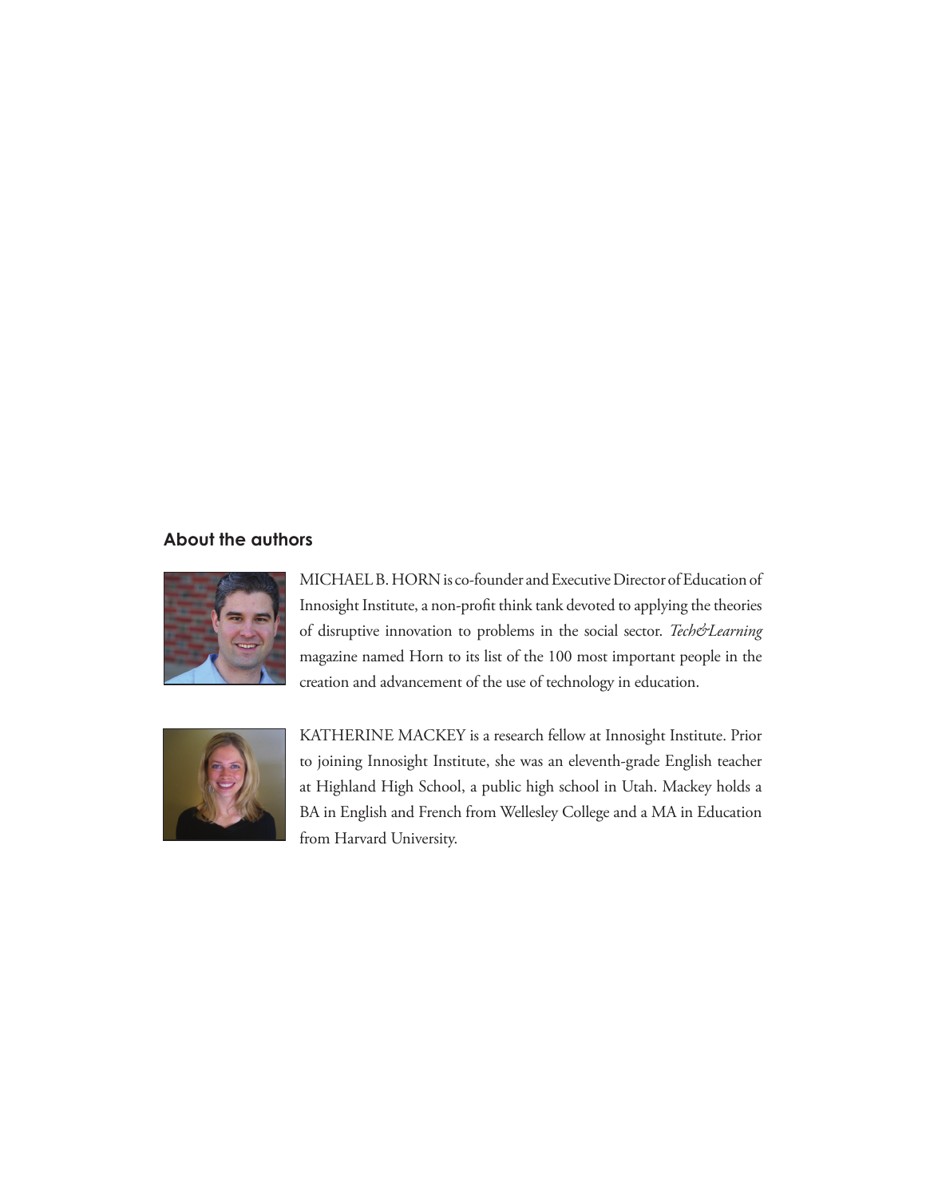## About the authors

MICHAEL B. HORN is co-founder and Executive Director of Education of Innosight Institute, a non-profit think tank devoted to applying the theories of disruptive innovation to problems in the social sector. *Tech&Learning* magazine named Horn to its list of the 100 most important people in the creation and advancement of the use of technology in education.

KATHERINE MACKEY is a research fellow at Innosight Institute. Prior to joining Innosight Institute, she was an eleventh-grade English teacher at Highland High School, a public high school in Utah. Mackey holds a BA in English and French from Wellesley College and a MA in Education from Harvard University.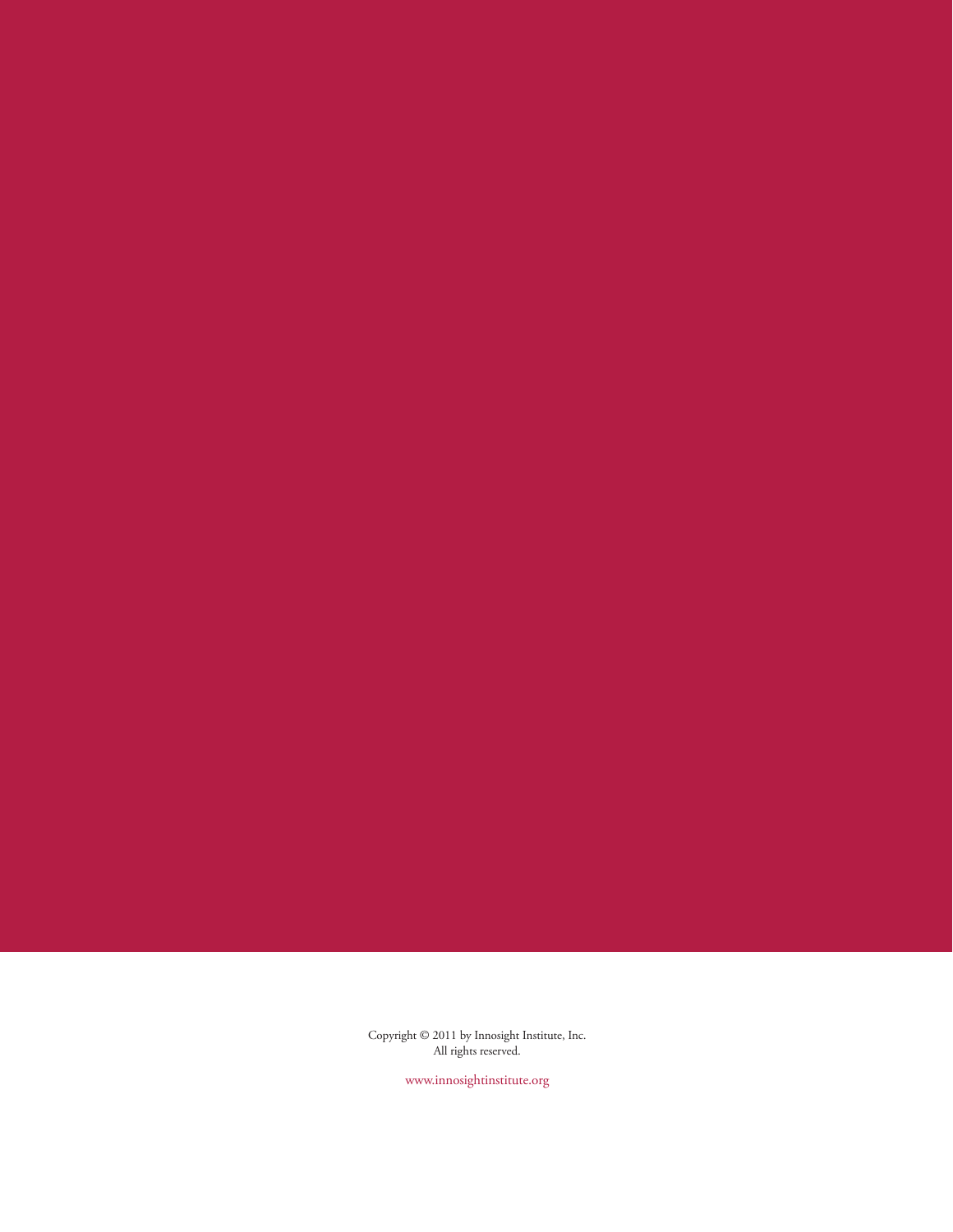Copyright © 2011 by Innosight Institute, Inc.
All rights reserved.

www.innosightinstitute.org